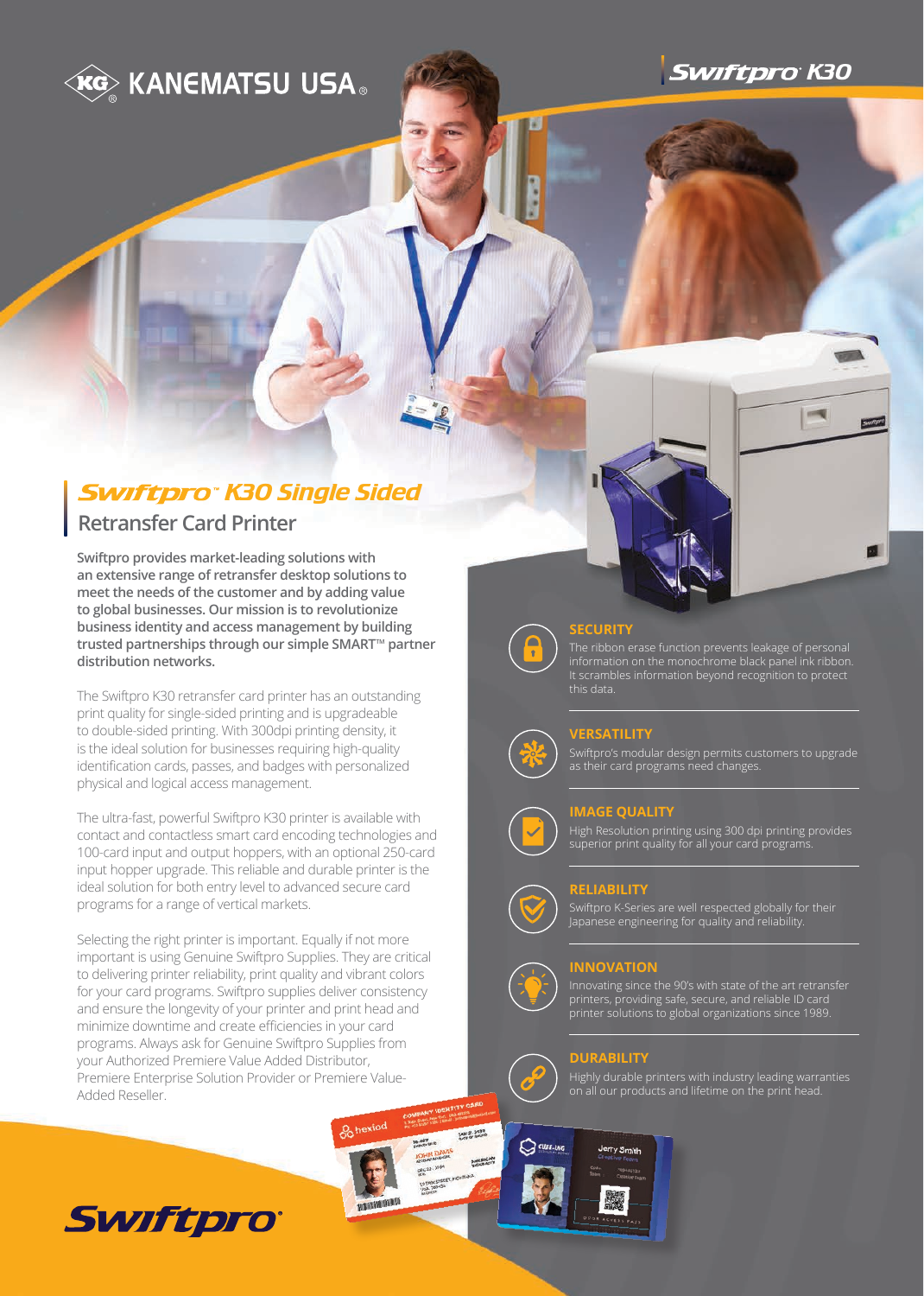KANEMATSU USA

Swiftpro K30

# Swiftpro K30 Single Sided

## Retransfer Card Printer

**Swiftpro provides market-leading solutions with an extensive range of retransfer desktop solutions to meet the needs of the customer and by adding value to global businesses. Our mission is to revolutionize business identity and access management by building trusted partnerships through our simple SMART™ partner distribution networks.**

The Swiftpro K30 retransfer card printer has an outstanding print quality for single-sided printing and is upgradeable to double-sided printing. With 300dpi printing density, it is the ideal solution for businesses requiring high-quality identification cards, passes, and badges with personalized physical and logical access management.

The ultra-fast, powerful Swiftpro K30 printer is available with contact and contactless smart card encoding technologies and 100-card input and output hoppers, with an optional 250-card input hopper upgrade. This reliable and durable printer is the ideal solution for both entry level to advanced secure card programs for a range of vertical markets.

Selecting the right printer is important. Equally if not more important is using Genuine Swiftpro Supplies. They are critical to delivering printer reliability, print quality and vibrant colors for your card programs. Swiftpro supplies deliver consistency and ensure the longevity of your printer and print head and minimize downtime and create efficiencies in your card programs. Always ask for Genuine Swiftpro Supplies from your Authorized Premiere Value Added Distributor, Premiere Enterprise Solution Provider or Premiere Value-Added Reseller.

### SECURITY

The ribbon erase function prevents leakage of personal information on the monochrome black panel ink ribbon. It scrambles information beyond recognition to protect this data.

### VERSATILITY

Swiftpro's modular design permits customers to upgrade as their card programs need changes.

### IMAGE QUALITY

High Resolution printing using 300 dpi printing provides superior print quality for all your card programs.

### RELIABILITY

Swiftpro K-Series are well respected globally for their Japanese engineering for quality and reliability.

### INNOVATION

Innovating since the 90's with state of the art retransfer printers, providing safe, secure, and reliable ID card printer solutions to global organizations since 1989.

### DURABILITY

Highly durable printers with industry leading warranties on all our products and lifetime on the print head.

Swiftpro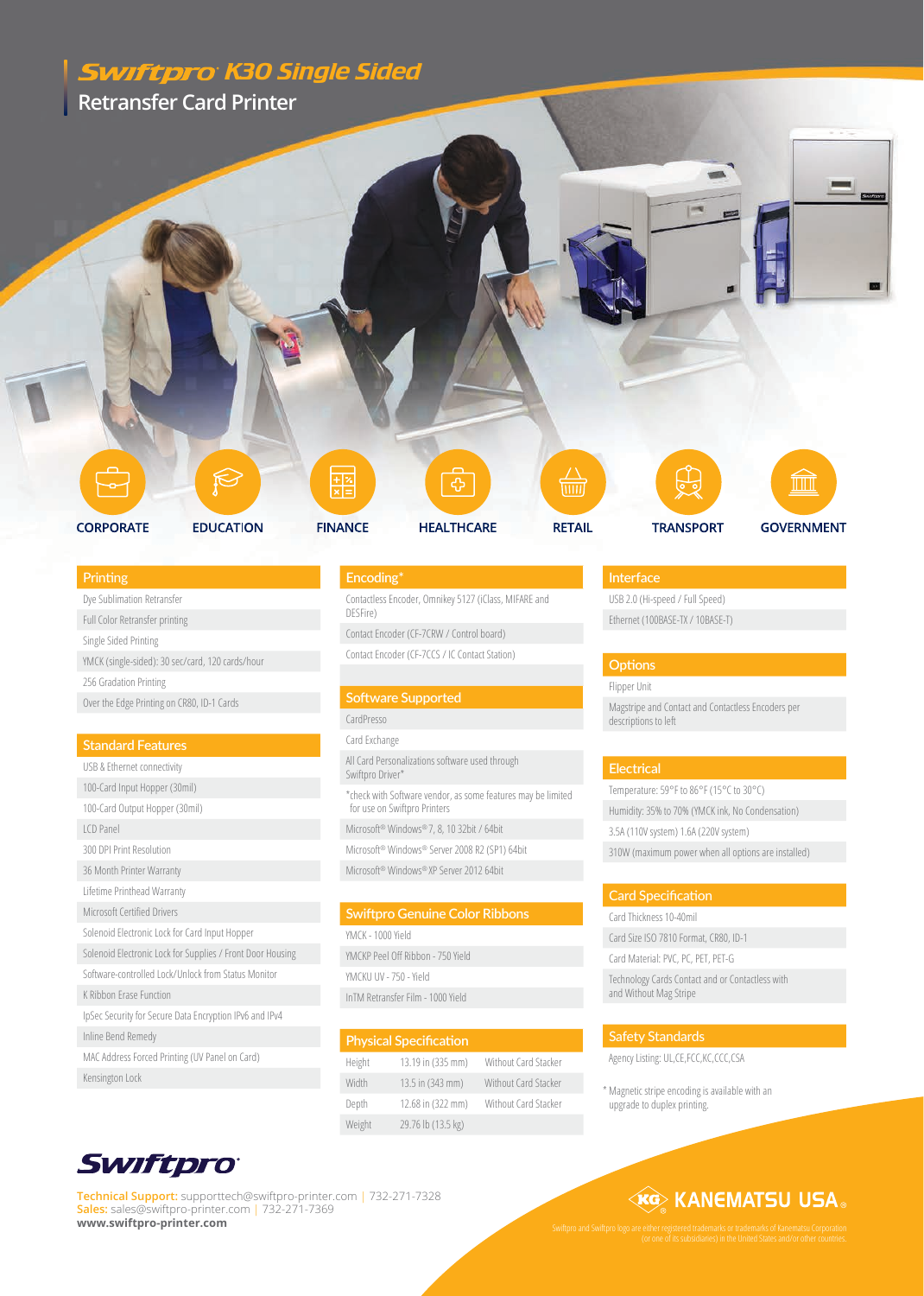# Swiftpro K30 Single Sided

## Retransfer Card Printer

CORPORATE | EDUCATION | FINANCE | HEALTHCARE | RETAIL | TRANSPORT | GOVERNMENT

### Printing

- Dye Sublimation Retransfer
- Full Color Retransfer printing
- Single Sided Printing
- YMCK (single-sided): 30 sec/card, 120 cards/hour
- 256 Gradation Printing
- Over the Edge Printing on CR80, ID-1 Cards

### Standard Features

- USB & Ethernet connectivity
- 100-Card Input Hopper (30mil)
- 100-Card Output Hopper (30mil)
- LCD Panel
- 300 DPI Print Resolution
- 36 Month Printer Warranty
- Lifetime Printhead Warranty
- Microsoft Certified Drivers
- Solenoid Electronic Lock for Card Input Hopper
- Solenoid Electronic Lock for Supplies / Front Door Housing
- Software-controlled Lock/Unlock from Status Monitor
- K Ribbon Erase Function
- IpSec Security for Secure Data Encryption IPv6 and IPv4
- Inline Bend Remedy
- MAC Address Forced Printing (UV Panel on Card)
- Kensington Lock

### Encoding*

- Contactless Encoder, Omnikey 5127 (iClass, MIFARE and DESFire)
- Contact Encoder (CF-7CRW / Control board)
- Contact Encoder (CF-7CCS / IC Contact Station)

### Software Supported

- CardPresso
- Card Exchange
- All Card Personalizations software used through Swiftpro Driver*
- *check with Software vendor, as some features may be limited for use on Swiftpro Printers
- Microsoft® Windows® 7, 8, 10 32bit / 64bit
- Microsoft® Windows® Server 2008 R2 (SP1) 64bit
- Microsoft® Windows® XP Server 2012 64bit

### Swiftpro Genuine Color Ribbons

- YMCK - 1000 Yield
- YMCKP Peel Off Ribbon - 750 Yield
- YMCKU UV - 750 - Yield
- InTM Retransfer Film - 1000 Yield

### Physical Specification

| | | |
|---|---|---|
| Height | 13.19 in (335 mm) | Without Card Stacker |
| Width | 13.5 in (343 mm) | Without Card Stacker |
| Depth | 12.68 in (322 mm) | Without Card Stacker |
| Weight | 29.76 lb (13.5 kg) | |

### Interface

- USB 2.0 (Hi-speed / Full Speed)
- Ethernet (100BASE-TX / 10BASE-T)

### Options

- Flipper Unit
- Magstripe and Contact and Contactless Encoders per descriptions to left

### Electrical

- Temperature: 59°F to 86°F (15°C to 30°C)
- Humidity: 35% to 70% (YMCK ink, No Condensation)
- 3.5A (110V system) 1.6A (220V system)
- 310W (maximum power when all options are installed)

### Card Specification

- Card Thickness 10-40mil
- Card Size ISO 7810 Format, CR80, ID-1
- Card Material: PVC, PC, PET, PET-G
- Technology Cards Contact and or Contactless with and Without Mag Stripe

### Safety Standards

- Agency Listing: UL,CE,FCC,KC,CCC,CSA

* Magnetic stripe encoding is available with an upgrade to duplex printing.

**Swiftpro**

**Technical Support:** supporttech@swiftpro-printer.com | 732-271-7328
**Sales:** sales@swiftpro-printer.com | 732-271-7369
**www.swiftpro-printer.com**

KANEMATSU USA

Swiftpro and Swiftpro logo are either registered trademarks or trademarks of Kanematsu Corporation (or one of its subsidiaries) in the United States and/or other countries.